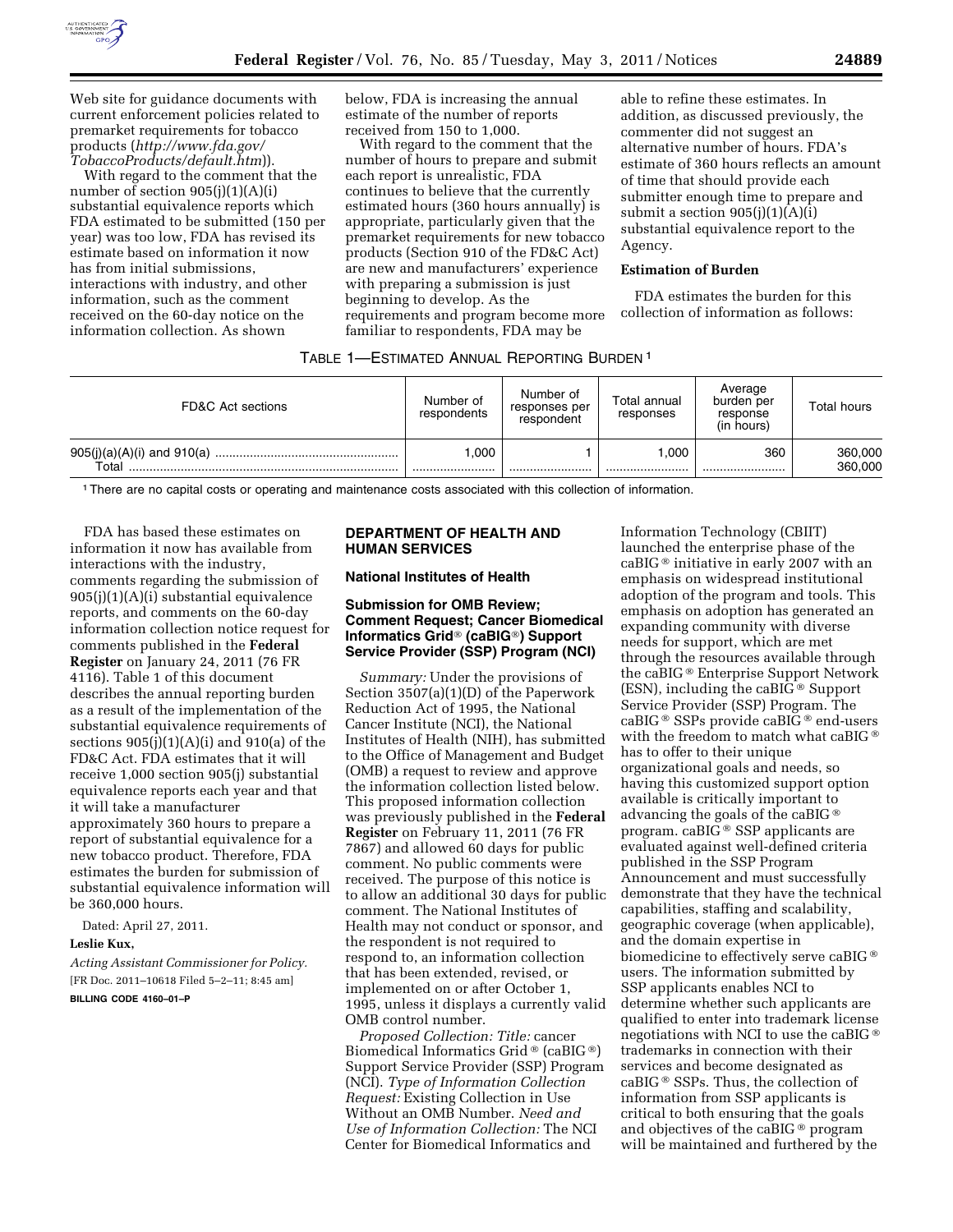Web site for guidance documents with current enforcement policies related to premarket requirements for tobacco products (*http://www.fda.gov/TobaccoProducts/default.htm*)).

With regard to the comment that the number of section 905(j)(1)(A)(i) substantial equivalence reports which FDA estimated to be submitted (150 per year) was too low, FDA has revised its estimate based on information it now has from initial submissions, interactions with industry, and other information, such as the comment received on the 60-day notice on the information collection. As shown below, FDA is increasing the annual estimate of the number of reports received from 150 to 1,000.

With regard to the comment that the number of hours to prepare and submit each report is unrealistic, FDA continues to believe that the currently estimated hours (360 hours annually) is appropriate, particularly given that the premarket requirements for new tobacco products (Section 910 of the FD&C Act) are new and manufacturers' experience with preparing a submission is just beginning to develop. As the requirements and program become more familiar to respondents, FDA may be able to refine these estimates. In addition, as discussed previously, the commenter did not suggest an alternative number of hours. FDA's estimate of 360 hours reflects an amount of time that should provide each submitter enough time to prepare and submit a section 905(j)(1)(A)(i) substantial equivalence report to the Agency.

**Estimation of Burden**

FDA estimates the burden for this collection of information as follows:

TABLE 1—ESTIMATED ANNUAL REPORTING BURDEN [1]

| FD&C Act sections | Number of respondents | Number of responses per respondent | Total annual responses | Average burden per response (in hours) | Total hours |
|---|---|---|---|---|---|
| 905(j)(a)(A)(i) and 910(a) | 1,000 | 1 | 1,000 | 360 | 360,000 |
| Total | | | | | 360,000 |

[1] There are no capital costs or operating and maintenance costs associated with this collection of information.

FDA has based these estimates on information it now has available from interactions with the industry, comments regarding the submission of 905(j)(1)(A)(i) substantial equivalence reports, and comments on the 60-day information collection notice request for comments published in the **Federal Register** on January 24, 2011 (76 FR 4116). Table 1 of this document describes the annual reporting burden as a result of the implementation of the substantial equivalence requirements of sections 905(j)(1)(A)(i) and 910(a) of the FD&C Act. FDA estimates that it will receive 1,000 section 905(j) substantial equivalence reports each year and that it will take a manufacturer approximately 360 hours to prepare a report of substantial equivalence for a new tobacco product. Therefore, FDA estimates the burden for submission of substantial equivalence information will be 360,000 hours.

Dated: April 27, 2011.

**Leslie Kux,**

*Acting Assistant Commissioner for Policy.*

[FR Doc. 2011–10618 Filed 5–2–11; 8:45 am]

**BILLING CODE 4160–01–P**

## DEPARTMENT OF HEALTH AND HUMAN SERVICES

### National Institutes of Health

### Submission for OMB Review; Comment Request; Cancer Biomedical Informatics Grid® (caBIG®) Support Service Provider (SSP) Program (NCI)

*Summary:* Under the provisions of Section 3507(a)(1)(D) of the Paperwork Reduction Act of 1995, the National Cancer Institute (NCI), the National Institutes of Health (NIH), has submitted to the Office of Management and Budget (OMB) a request to review and approve the information collection listed below. This proposed information collection was previously published in the **Federal Register** on February 11, 2011 (76 FR 7867) and allowed 60 days for public comment. No public comments were received. The purpose of this notice is to allow an additional 30 days for public comment. The National Institutes of Health may not conduct or sponsor, and the respondent is not required to respond to, an information collection that has been extended, revised, or implemented on or after October 1, 1995, unless it displays a currently valid OMB control number.

*Proposed Collection: Title:* cancer Biomedical Informatics Grid® (caBIG®) Support Service Provider (SSP) Program (NCI). *Type of Information Collection Request:* Existing Collection in Use Without an OMB Number. *Need and Use of Information Collection:* The NCI Center for Biomedical Informatics and Information Technology (CBIIT) launched the enterprise phase of the caBIG® initiative in early 2007 with an emphasis on widespread institutional adoption of the program and tools. This emphasis on adoption has generated an expanding community with diverse needs for support, which are met through the resources available through the caBIG® Enterprise Support Network (ESN), including the caBIG® Support Service Provider (SSP) Program. The caBIG® SSPs provide caBIG® end-users with the freedom to match what caBIG® has to offer to their unique organizational goals and needs, so having this customized support option available is critically important to advancing the goals of the caBIG® program. caBIG® SSP applicants are evaluated against well-defined criteria published in the SSP Program Announcement and must successfully demonstrate that they have the technical capabilities, staffing and scalability, geographic coverage (when applicable), and the domain expertise in biomedicine to effectively serve caBIG® users. The information submitted by SSP applicants enables NCI to determine whether such applicants are qualified to enter into trademark license negotiations with NCI to use the caBIG® trademarks in connection with their services and become designated as caBIG® SSPs. Thus, the collection of information from SSP applicants is critical to both ensuring that the goals and objectives of the caBIG® program will be maintained and furthered by the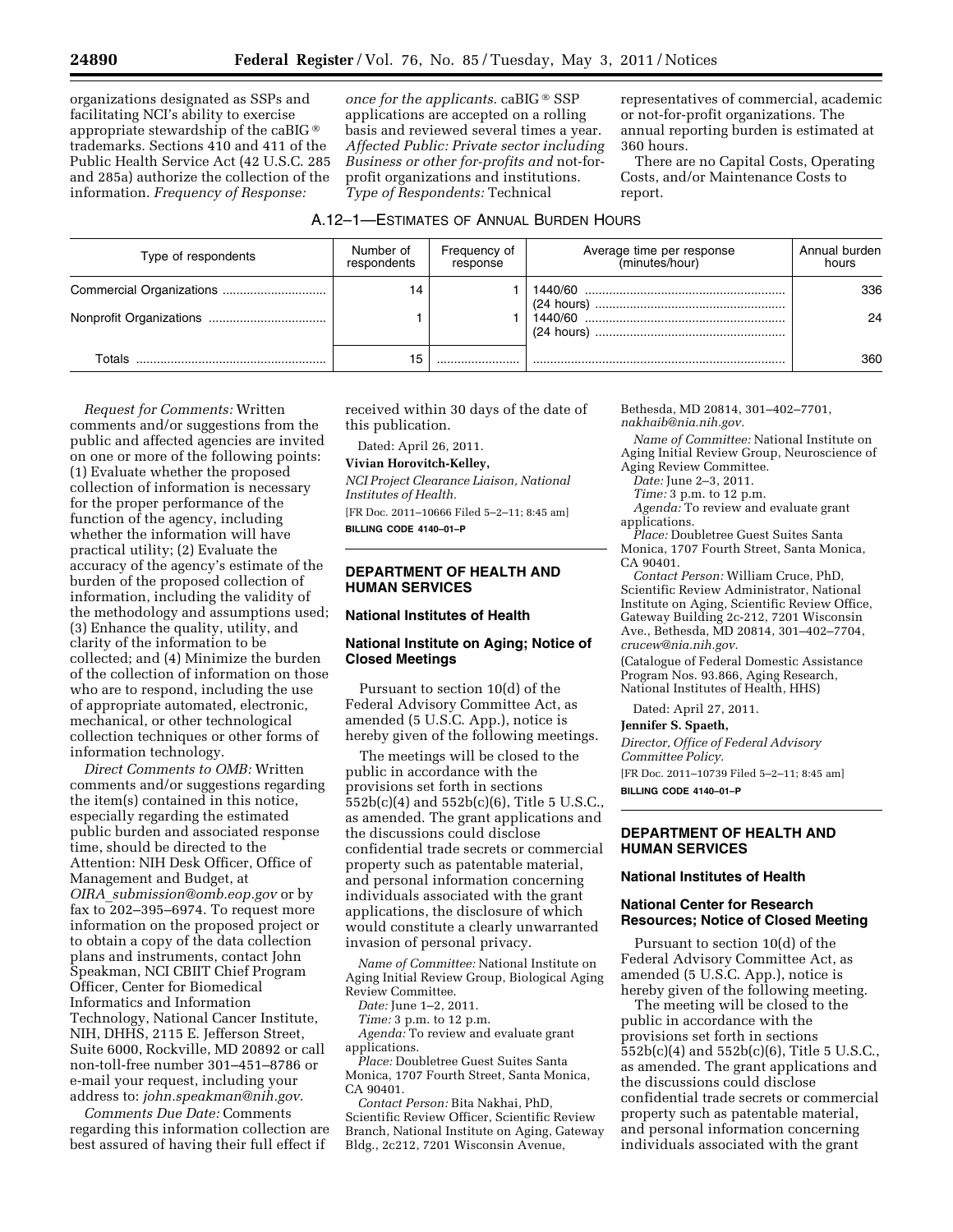organizations designated as SSPs and facilitating NCI's ability to exercise appropriate stewardship of the caBIG® trademarks. Sections 410 and 411 of the Public Health Service Act (42 U.S.C. 285 and 285a) authorize the collection of the information. *Frequency of Response: once for the applicants.* caBIG® SSP applications are accepted on a rolling basis and reviewed several times a year. *Affected Public: Private sector including Business or other for-profits and* not-for-profit organizations and institutions. *Type of Respondents:* Technical representatives of commercial, academic or not-for-profit organizations. The annual reporting burden is estimated at 360 hours.

There are no Capital Costs, Operating Costs, and/or Maintenance Costs to report.

A.12–1—ESTIMATES OF ANNUAL BURDEN HOURS

| Type of respondents | Number of respondents | Frequency of response | Average time per response (minutes/hour) | Annual burden hours |
|---|---|---|---|---|
| Commercial Organizations | 14 | 1 | 1440/60 (24 hours) | 336 |
| Nonprofit Organizations | 1 | 1 | 1440/60 (24 hours) | 24 |
| Totals | 15 | | | 360 |

*Request for Comments:* Written comments and/or suggestions from the public and affected agencies are invited on one or more of the following points: (1) Evaluate whether the proposed collection of information is necessary for the proper performance of the function of the agency, including whether the information will have practical utility; (2) Evaluate the accuracy of the agency's estimate of the burden of the proposed collection of information, including the validity of the methodology and assumptions used; (3) Enhance the quality, utility, and clarity of the information to be collected; and (4) Minimize the burden of the collection of information on those who are to respond, including the use of appropriate automated, electronic, mechanical, or other technological collection techniques or other forms of information technology.

*Direct Comments to OMB:* Written comments and/or suggestions regarding the item(s) contained in this notice, especially regarding the estimated public burden and associated response time, should be directed to the Attention: NIH Desk Officer, Office of Management and Budget, at *OIRA_submission@omb.eop.gov* or by fax to 202–395–6974. To request more information on the proposed project or to obtain a copy of the data collection plans and instruments, contact John Speakman, NCI CBIIT Chief Program Officer, Center for Biomedical Informatics and Information Technology, National Cancer Institute, NIH, DHHS, 2115 E. Jefferson Street, Suite 6000, Rockville, MD 20892 or call non-toll-free number 301–451–8786 or e-mail your request, including your address to: *john.speakman@nih.gov*.

*Comments Due Date:* Comments regarding this information collection are best assured of having their full effect if received within 30 days of the date of this publication.

Dated: April 26, 2011.

**Vivian Horovitch-Kelley,**

*NCI Project Clearance Liaison, National Institutes of Health.*

[FR Doc. 2011–10666 Filed 5–2–11; 8:45 am]

**BILLING CODE 4140–01–P**

## DEPARTMENT OF HEALTH AND HUMAN SERVICES

### National Institutes of Health

### National Institute on Aging; Notice of Closed Meetings

Pursuant to section 10(d) of the Federal Advisory Committee Act, as amended (5 U.S.C. App.), notice is hereby given of the following meetings.

The meetings will be closed to the public in accordance with the provisions set forth in sections 552b(c)(4) and 552b(c)(6), Title 5 U.S.C., as amended. The grant applications and the discussions could disclose confidential trade secrets or commercial property such as patentable material, and personal information concerning individuals associated with the grant applications, the disclosure of which would constitute a clearly unwarranted invasion of personal privacy.

*Name of Committee:* National Institute on Aging Initial Review Group, Biological Aging Review Committee.

*Date:* June 1–2, 2011.

*Time:* 3 p.m. to 12 p.m.

*Agenda:* To review and evaluate grant applications.

*Place:* Doubletree Guest Suites Santa Monica, 1707 Fourth Street, Santa Monica, CA 90401.

*Contact Person:* Bita Nakhai, PhD, Scientific Review Officer, Scientific Review Branch, National Institute on Aging, Gateway Bldg., 2c212, 7201 Wisconsin Avenue, Bethesda, MD 20814, 301–402–7701, *nakhaib@nia.nih.gov.*

*Name of Committee:* National Institute on Aging Initial Review Group, Neuroscience of Aging Review Committee.

*Date:* June 2–3, 2011.

*Time:* 3 p.m. to 12 p.m.

*Agenda:* To review and evaluate grant applications.

*Place:* Doubletree Guest Suites Santa Monica, 1707 Fourth Street, Santa Monica, CA 90401.

*Contact Person:* William Cruce, PhD, Scientific Review Administrator, National Institute on Aging, Scientific Review Office, Gateway Building 2c-212, 7201 Wisconsin Ave., Bethesda, MD 20814, 301–402–7704, *crucew@nia.nih.gov.*

(Catalogue of Federal Domestic Assistance Program Nos. 93.866, Aging Research, National Institutes of Health, HHS)

Dated: April 27, 2011.

**Jennifer S. Spaeth,**

*Director, Office of Federal Advisory Committee Policy.*

[FR Doc. 2011–10739 Filed 5–2–11; 8:45 am]

**BILLING CODE 4140–01–P**

## DEPARTMENT OF HEALTH AND HUMAN SERVICES

### National Institutes of Health

### National Center for Research Resources; Notice of Closed Meeting

Pursuant to section 10(d) of the Federal Advisory Committee Act, as amended (5 U.S.C. App.), notice is hereby given of the following meeting.

The meeting will be closed to the public in accordance with the provisions set forth in sections 552b(c)(4) and 552b(c)(6), Title 5 U.S.C., as amended. The grant applications and the discussions could disclose confidential trade secrets or commercial property such as patentable material, and personal information concerning individuals associated with the grant